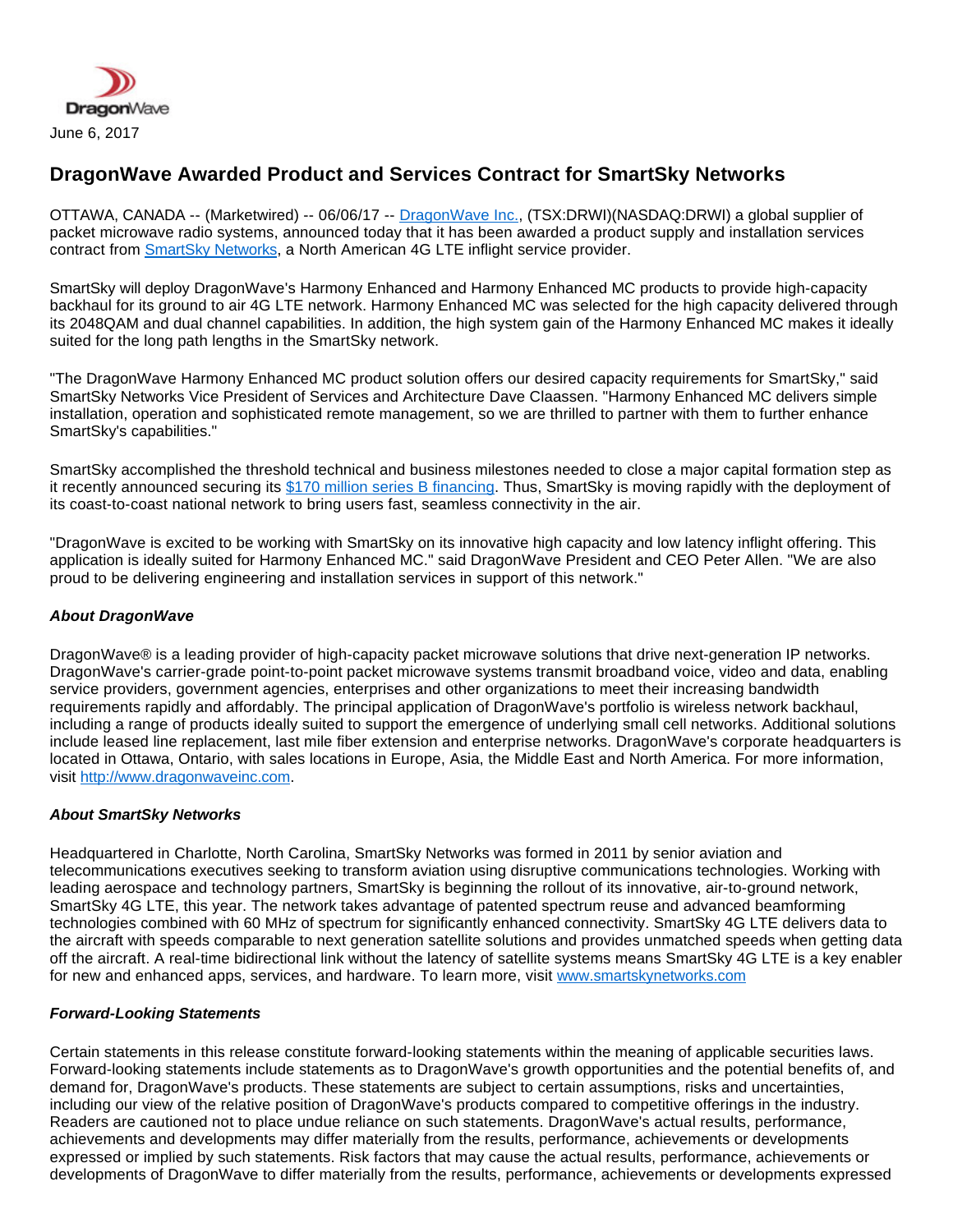DragonWave

June 6, 2017

# DragonWave Awarded Product and Services Contract for SmartSky Networks

OTTAWA, CANADA -- (Marketwired) -- 06/06/17 -- DragonWave Inc., (TSX:DRWI)(NASDAQ:DRWI) a global supplier of packet microwave radio systems, announced today that it has been awarded a product supply and installation services contract from SmartSky Networks, a North American 4G LTE inflight service provider.

SmartSky will deploy DragonWave's Harmony Enhanced and Harmony Enhanced MC products to provide high-capacity backhaul for its ground to air 4G LTE network. Harmony Enhanced MC was selected for the high capacity delivered through its 2048QAM and dual channel capabilities. In addition, the high system gain of the Harmony Enhanced MC makes it ideally suited for the long path lengths in the SmartSky network.

"The DragonWave Harmony Enhanced MC product solution offers our desired capacity requirements for SmartSky," said SmartSky Networks Vice President of Services and Architecture Dave Claassen. "Harmony Enhanced MC delivers simple installation, operation and sophisticated remote management, so we are thrilled to partner with them to further enhance SmartSky's capabilities."

SmartSky accomplished the threshold technical and business milestones needed to close a major capital formation step as it recently announced securing its $170 million series B financing. Thus, SmartSky is moving rapidly with the deployment of its coast-to-coast national network to bring users fast, seamless connectivity in the air.

"DragonWave is excited to be working with SmartSky on its innovative high capacity and low latency inflight offering. This application is ideally suited for Harmony Enhanced MC." said DragonWave President and CEO Peter Allen. "We are also proud to be delivering engineering and installation services in support of this network."

***About DragonWave***

DragonWave® is a leading provider of high-capacity packet microwave solutions that drive next-generation IP networks. DragonWave's carrier-grade point-to-point packet microwave systems transmit broadband voice, video and data, enabling service providers, government agencies, enterprises and other organizations to meet their increasing bandwidth requirements rapidly and affordably. The principal application of DragonWave's portfolio is wireless network backhaul, including a range of products ideally suited to support the emergence of underlying small cell networks. Additional solutions include leased line replacement, last mile fiber extension and enterprise networks. DragonWave's corporate headquarters is located in Ottawa, Ontario, with sales locations in Europe, Asia, the Middle East and North America. For more information, visit http://www.dragonwaveinc.com.

***About SmartSky Networks***

Headquartered in Charlotte, North Carolina, SmartSky Networks was formed in 2011 by senior aviation and telecommunications executives seeking to transform aviation using disruptive communications technologies. Working with leading aerospace and technology partners, SmartSky is beginning the rollout of its innovative, air-to-ground network, SmartSky 4G LTE, this year. The network takes advantage of patented spectrum reuse and advanced beamforming technologies combined with 60 MHz of spectrum for significantly enhanced connectivity. SmartSky 4G LTE delivers data to the aircraft with speeds comparable to next generation satellite solutions and provides unmatched speeds when getting data off the aircraft. A real-time bidirectional link without the latency of satellite systems means SmartSky 4G LTE is a key enabler for new and enhanced apps, services, and hardware. To learn more, visit www.smartskynetworks.com

***Forward-Looking Statements***

Certain statements in this release constitute forward-looking statements within the meaning of applicable securities laws. Forward-looking statements include statements as to DragonWave's growth opportunities and the potential benefits of, and demand for, DragonWave's products. These statements are subject to certain assumptions, risks and uncertainties, including our view of the relative position of DragonWave's products compared to competitive offerings in the industry. Readers are cautioned not to place undue reliance on such statements. DragonWave's actual results, performance, achievements and developments may differ materially from the results, performance, achievements or developments expressed or implied by such statements. Risk factors that may cause the actual results, performance, achievements or developments of DragonWave to differ materially from the results, performance, achievements or developments expressed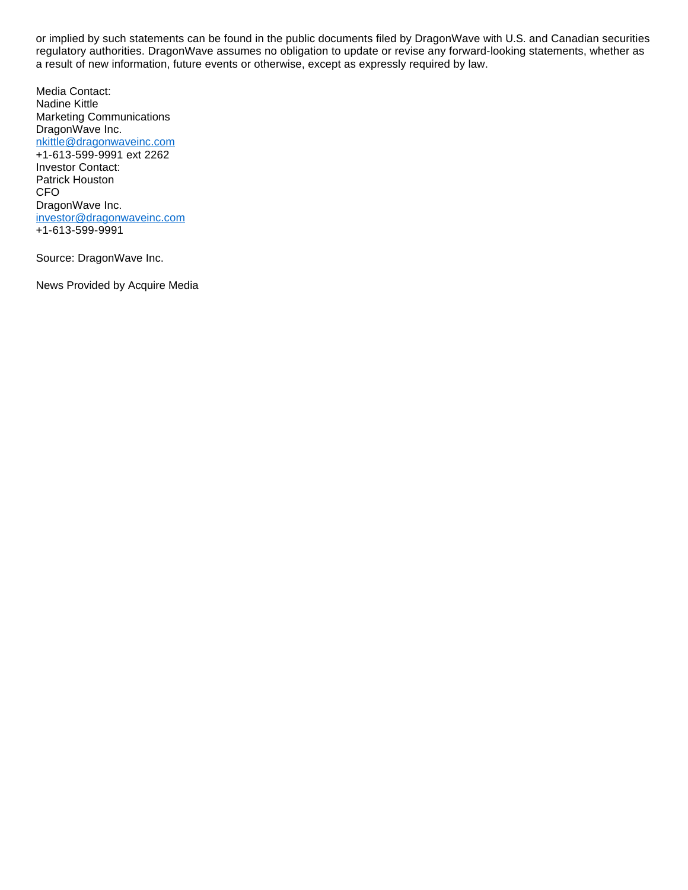or implied by such statements can be found in the public documents filed by DragonWave with U.S. and Canadian securities regulatory authorities. DragonWave assumes no obligation to update or revise any forward-looking statements, whether as a result of new information, future events or otherwise, except as expressly required by law.

Media Contact:
Nadine Kittle
Marketing Communications
DragonWave Inc.
nkittle@dragonwaveinc.com
+1-613-599-9991 ext 2262
Investor Contact:
Patrick Houston
CFO
DragonWave Inc.
investor@dragonwaveinc.com
+1-613-599-9991

Source: DragonWave Inc.

News Provided by Acquire Media